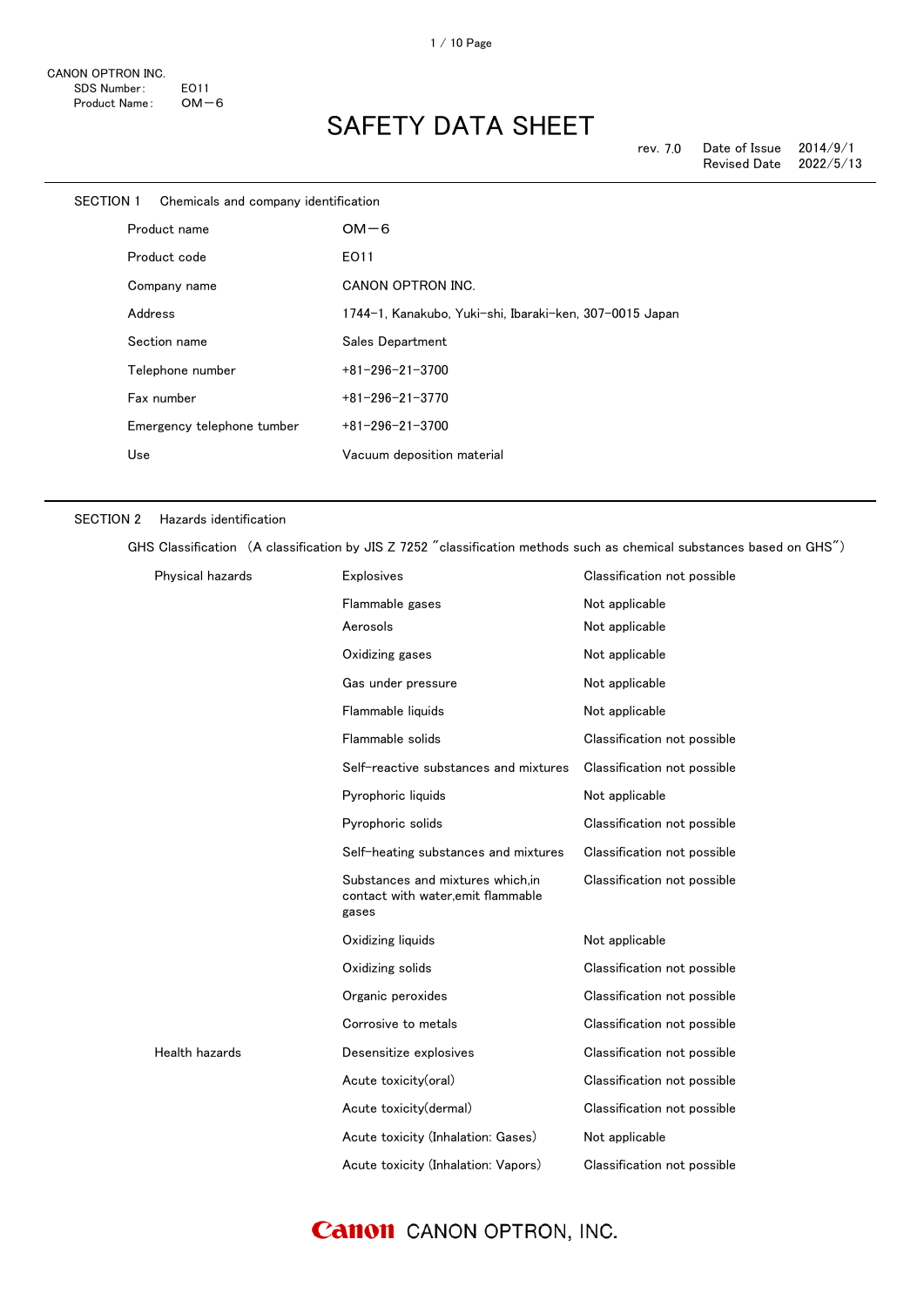CANON OPTRON INC.
SDS Number: EO11
Product Name: OM−6

# SAFETY DATA SHEET

rev. 7.0 Date of Issue 2014/9/1
Revised Date 2022/5/13

## SECTION 1 Chemicals and company identification

| | |
|---|---|
| Product name | OM−6 |
| Product code | EO11 |
| Company name | CANON OPTRON INC. |
| Address | 1744−1, Kanakubo, Yuki−shi, Ibaraki−ken, 307−0015 Japan |
| Section name | Sales Department |
| Telephone number | +81−296−21−3700 |
| Fax number | +81−296−21−3770 |
| Emergency telephone tumber | +81−296−21−3700 |
| Use | Vacuum deposition material |

## SECTION 2 Hazards identification

GHS Classification (A classification by JIS Z 7252 "classification methods such as chemical substances based on GHS")

| | | |
|---|---|---|
| Physical hazards | Explosives | Classification not possible |
| | Flammable gases | Not applicable |
| | Aerosols | Not applicable |
| | Oxidizing gases | Not applicable |
| | Gas under pressure | Not applicable |
| | Flammable liquids | Not applicable |
| | Flammable solids | Classification not possible |
| | Self−reactive substances and mixtures | Classification not possible |
| | Pyrophoric liquids | Not applicable |
| | Pyrophoric solids | Classification not possible |
| | Self−heating substances and mixtures | Classification not possible |
| | Substances and mixtures which,in contact with water,emit flammable gases | Classification not possible |
| | Oxidizing liquids | Not applicable |
| | Oxidizing solids | Classification not possible |
| | Organic peroxides | Classification not possible |
| | Corrosive to metals | Classification not possible |
| Health hazards | Desensitize explosives | Classification not possible |
| | Acute toxicity(oral) | Classification not possible |
| | Acute toxicity(dermal) | Classification not possible |
| | Acute toxicity (Inhalation: Gases) | Not applicable |
| | Acute toxicity (Inhalation: Vapors) | Classification not possible |

Canon CANON OPTRON, INC.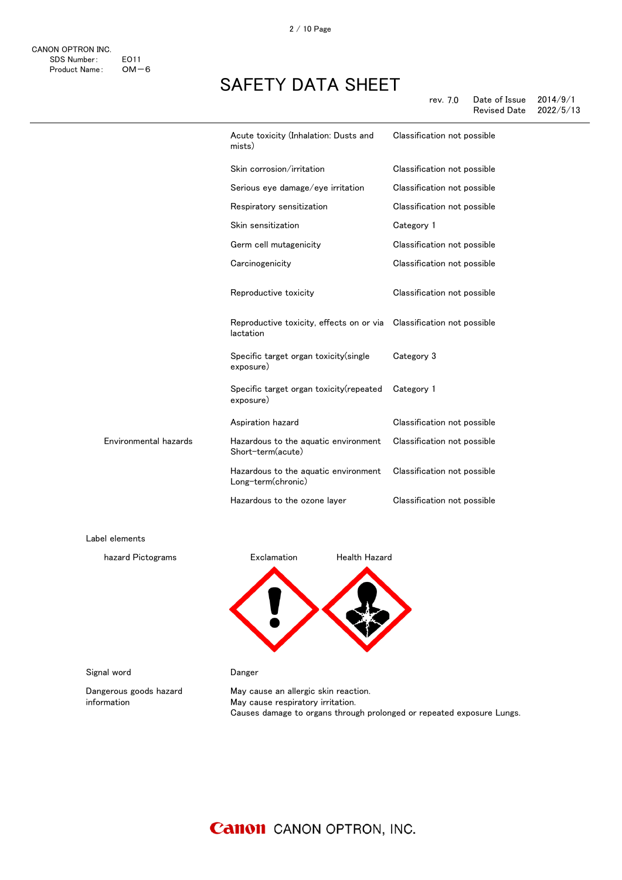| | | |
|---|---|---|
| | Acute toxicity (Inhalation: Dusts and mists) | Classification not possible |
| | Skin corrosion/irritation | Classification not possible |
| | Serious eye damage/eye irritation | Classification not possible |
| | Respiratory sensitization | Classification not possible |
| | Skin sensitization | Category 1 |
| | Germ cell mutagenicity | Classification not possible |
| | Carcinogenicity | Classification not possible |
| | Reproductive toxicity | Classification not possible |
| | Reproductive toxicity, effects on or via lactation | Classification not possible |
| | Specific target organ toxicity(single exposure) | Category 3 |
| | Specific target organ toxicity(repeated exposure) | Category 1 |
| | Aspiration hazard | Classification not possible |
| Environmental hazards | Hazardous to the aquatic environment Short-term(acute) | Classification not possible |
| | Hazardous to the aquatic environment Long-term(chronic) | Classification not possible |
| | Hazardous to the ozone layer | Classification not possible |

Label elements

hazard Pictograms: Exclamation, Health Hazard

Signal word: Danger

Dangerous goods hazard information:
May cause an allergic skin reaction.
May cause respiratory irritation.
Causes damage to organs through prolonged or repeated exposure Lungs.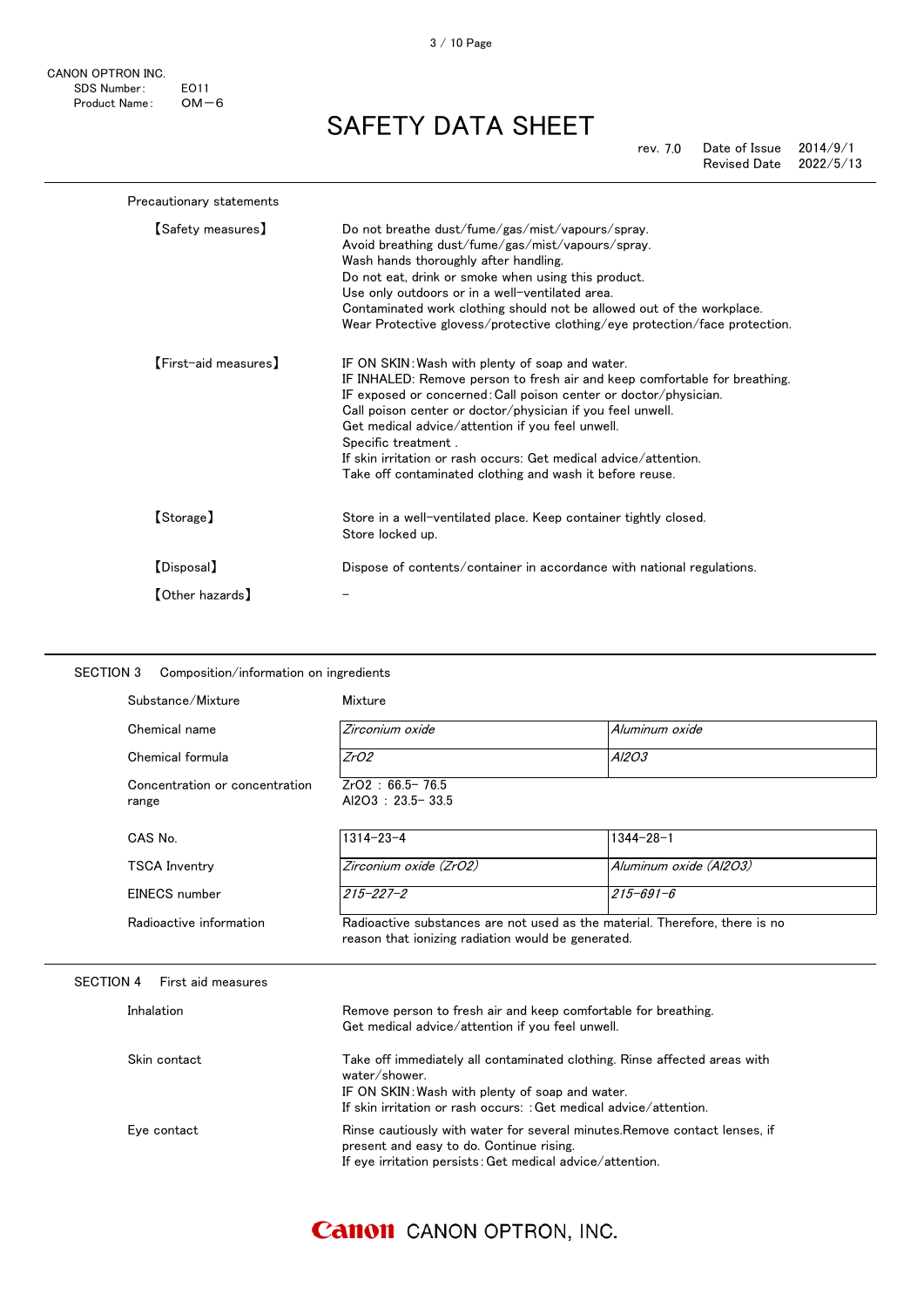Precautionary statements

| | |
|---|---|
| 【Safety measures】 | Do not breathe dust/fume/gas/mist/vapours/spray.<br>Avoid breathing dust/fume/gas/mist/vapours/spray.<br>Wash hands thoroughly after handling.<br>Do not eat, drink or smoke when using this product.<br>Use only outdoors or in a well-ventilated area.<br>Contaminated work clothing should not be allowed out of the workplace.<br>Wear Protective glovess/protective clothing/eye protection/face protection. |
| 【First-aid measures】 | IF ON SKIN:Wash with plenty of soap and water.<br>IF INHALED: Remove person to fresh air and keep comfortable for breathing.<br>IF exposed or concerned:Call poison center or doctor/physician.<br>Call poison center or doctor/physician if you feel unwell.<br>Get medical advice/attention if you feel unwell.<br>Specific treatment .<br>If skin irritation or rash occurs: Get medical advice/attention.<br>Take off contaminated clothing and wash it before reuse. |
| 【Storage】 | Store in a well-ventilated place. Keep container tightly closed.<br>Store locked up. |
| 【Disposal】 | Dispose of contents/container in accordance with national regulations. |
| 【Other hazards】 | - |

## SECTION 3 Composition/information on ingredients

Substance/Mixture: Mixture

| | | |
|---|---|---|
| Chemical name | *Zirconium oxide* | *Aluminum oxide* |
| Chemical formula | *ZrO2* | *Al2O3* |

Concentration or concentration range:
ZrO2 : 66.5- 76.5
Al2O3 : 23.5- 33.5

| | | |
|---|---|---|
| CAS No. | 1314-23-4 | 1344-28-1 |
| TSCA Inventry | *Zirconium oxide (ZrO2)* | *Aluminum oxide (Al2O3)* |
| EINECS number | *215-227-2* | *215-691-6* |

Radioactive information: Radioactive substances are not used as the material. Therefore, there is no reason that ionizing radiation would be generated.

## SECTION 4 First aid measures

| | |
|---|---|
| Inhalation | Remove person to fresh air and keep comfortable for breathing.<br>Get medical advice/attention if you feel unwell. |
| Skin contact | Take off immediately all contaminated clothing. Rinse affected areas with water/shower.<br>IF ON SKIN:Wash with plenty of soap and water.<br>If skin irritation or rash occurs: :Get medical advice/attention. |
| Eye contact | Rinse cautiously with water for several minutes.Remove contact lenses, if present and easy to do. Continue rising.<br>If eye irritation persists:Get medical advice/attention. |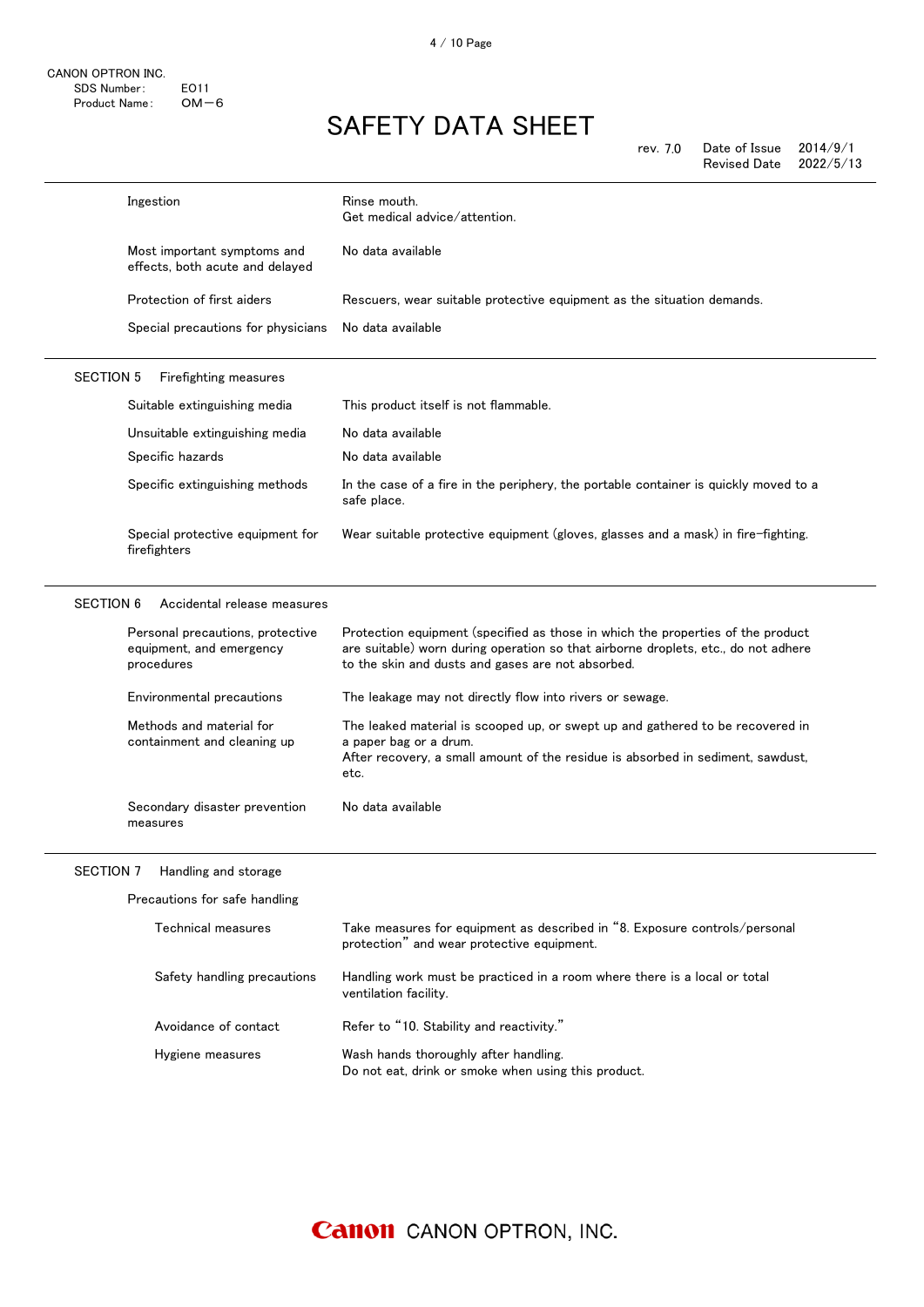| | |
|---|---|
| Ingestion | Rinse mouth.<br>Get medical advice/attention. |
| Most important symptoms and effects, both acute and delayed | No data available |
| Protection of first aiders | Rescuers, wear suitable protective equipment as the situation demands. |
| Special precautions for physicians | No data available |

## SECTION 5 Firefighting measures

| | |
|---|---|
| Suitable extinguishing media | This product itself is not flammable. |
| Unsuitable extinguishing media | No data available |
| Specific hazards | No data available |
| Specific extinguishing methods | In the case of a fire in the periphery, the portable container is quickly moved to a safe place. |
| Special protective equipment for firefighters | Wear suitable protective equipment (gloves, glasses and a mask) in fire-fighting. |

## SECTION 6 Accidental release measures

| | |
|---|---|
| Personal precautions, protective equipment, and emergency procedures | Protection equipment (specified as those in which the properties of the product are suitable) worn during operation so that airborne droplets, etc., do not adhere to the skin and dusts and gases are not absorbed. |
| Environmental precautions | The leakage may not directly flow into rivers or sewage. |
| Methods and material for containment and cleaning up | The leaked material is scooped up, or swept up and gathered to be recovered in a paper bag or a drum.<br>After recovery, a small amount of the residue is absorbed in sediment, sawdust, etc. |
| Secondary disaster prevention measures | No data available |

## SECTION 7 Handling and storage

Precautions for safe handling

| | |
|---|---|
| Technical measures | Take measures for equipment as described in "8. Exposure controls/personal protection" and wear protective equipment. |
| Safety handling precautions | Handling work must be practiced in a room where there is a local or total ventilation facility. |
| Avoidance of contact | Refer to "10. Stability and reactivity." |
| Hygiene measures | Wash hands thoroughly after handling.<br>Do not eat, drink or smoke when using this product. |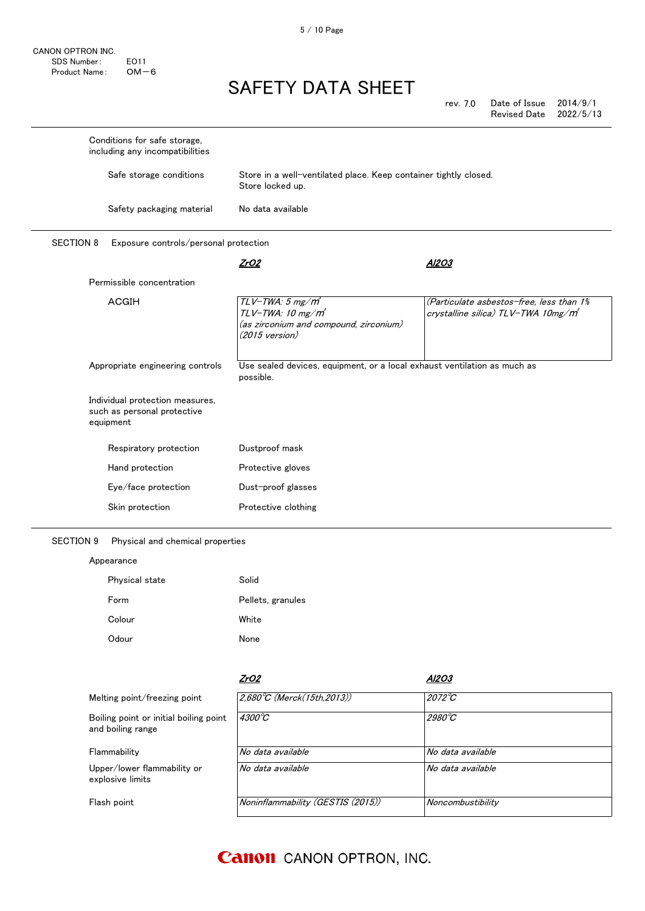CANON OPTRON INC.
SDS Number: EO11
Product Name: OM−6

# SAFETY DATA SHEET

rev. 7.0 Date of Issue 2014/9/1
Revised Date 2022/5/13

Conditions for safe storage, including any incompatibilities

| | |
|---|---|
| Safe storage conditions | Store in a well-ventilated place. Keep container tightly closed. Store locked up. |
| Safety packaging material | No data available |

## SECTION 8 Exposure controls/personal protection

| | *ZrO2* | *Al2O3* |
|---|---|---|
| Permissible concentration | | |
| ACGIH | *TLV−TWA: 5 mg/m³*<br>*TLV−TWA: 10 mg/m³*<br>*(as zirconium and compound, zirconium)*<br>*(2015 version)* | *(Particulate asbestos−free, less than 1% crystalline silica) TLV−TWA 10mg/m³* |

Appropriate engineering controls: Use sealed devices, equipment, or a local exhaust ventilation as much as possible.

Individual protection measures, such as personal protective equipment

| | |
|---|---|
| Respiratory protection | Dustproof mask |
| Hand protection | Protective gloves |
| Eye/face protection | Dust−proof glasses |
| Skin protection | Protective clothing |

## SECTION 9 Physical and chemical properties

Appearance

| | |
|---|---|
| Physical state | Solid |
| Form | Pellets, granules |
| Colour | White |
| Odour | None |

| | *ZrO2* | *Al2O3* |
|---|---|---|
| Melting point/freezing point | *2,680℃ (Merck(15th,2013))* | *2072℃* |
| Boiling point or initial boiling point and boiling range | *4300℃* | *2980℃* |
| Flammability | *No data available* | *No data available* |
| Upper/lower flammability or explosive limits | *No data available* | *No data available* |
| Flash point | *Noninflammability (GESTIS (2015))* | *Noncombustibility* |

Canon CANON OPTRON, INC.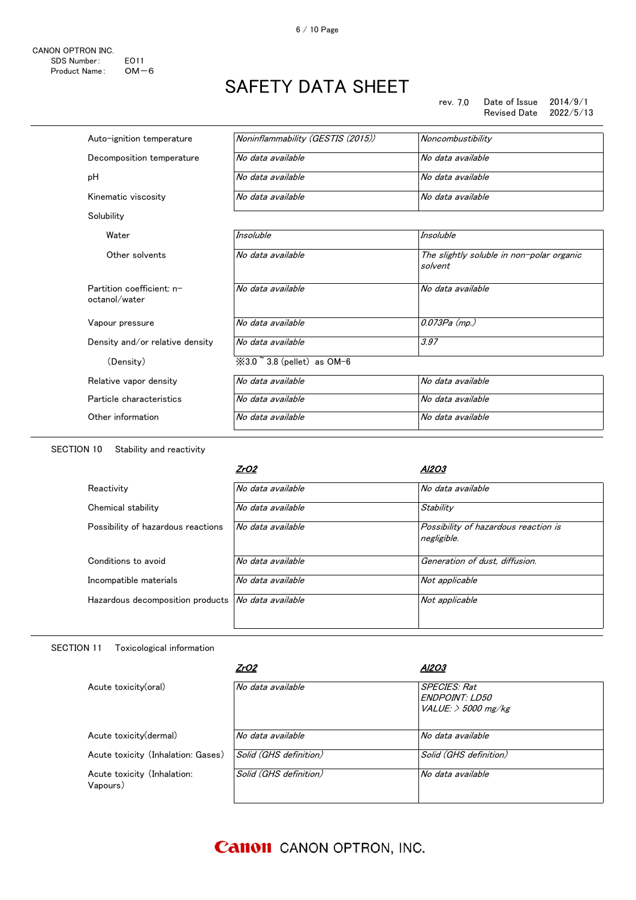| | | |
|---|---|---|
| Auto-ignition temperature | *Noninflammability (GESTIS (2015))* | *Noncombustibility* |
| Decomposition temperature | *No data available* | *No data available* |
| pH | *No data available* | *No data available* |
| Kinematic viscosity | *No data available* | *No data available* |
| Solubility | | |
| Water | *Insoluble* | *Insoluble* |
| Other solvents | *No data available* | *The slightly soluble in non-polar organic solvent* |
| Partition coefficient: n-octanol/water | *No data available* | *No data available* |
| Vapour pressure | *No data available* | *0.073Pa (mp.)* |
| Density and/or relative density | *No data available* | *3.97* |
| (Density) | ※3.0 ~ 3.8 (pellet) as OM-6 | |
| Relative vapor density | *No data available* | *No data available* |
| Particle characteristics | *No data available* | *No data available* |
| Other information | *No data available* | *No data available* |

## SECTION 10 Stability and reactivity

| | ***ZrO2*** | ***Al2O3*** |
|---|---|---|
| Reactivity | *No data available* | *No data available* |
| Chemical stability | *No data available* | *Stability* |
| Possibility of hazardous reactions | *No data available* | *Possibility of hazardous reaction is negligible.* |
| Conditions to avoid | *No data available* | *Generation of dust, diffusion.* |
| Incompatible materials | *No data available* | *Not applicable* |
| Hazardous decomposition products | *No data available* | *Not applicable* |

## SECTION 11 Toxicological information

| | ***ZrO2*** | ***Al2O3*** |
|---|---|---|
| Acute toxicity(oral) | *No data available* | *SPECIES: Rat*<br>*ENDPOINT: LD50*<br>*VALUE: > 5000 mg/kg* |
| Acute toxicity(dermal) | *No data available* | *No data available* |
| Acute toxicity (Inhalation: Gases) | *Solid (GHS definition)* | *Solid (GHS definition)* |
| Acute toxicity (Inhalation: Vapours) | *Solid (GHS definition)* | *No data available* |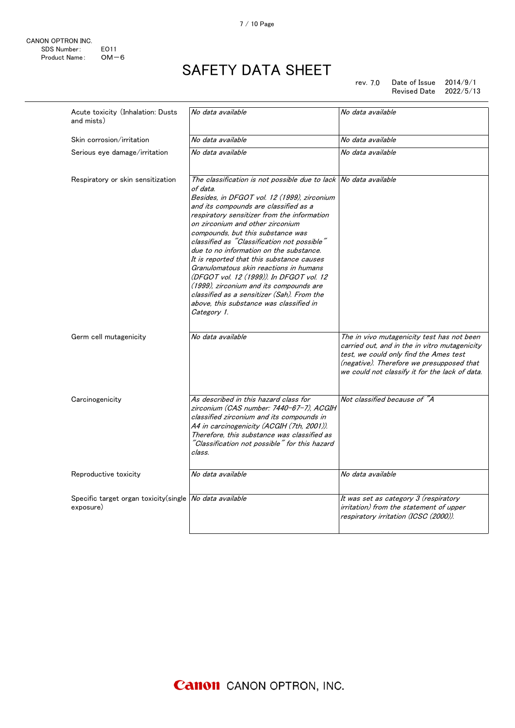CANON OPTRON INC.
SDS Number: E011
Product Name: OM−6

# SAFETY DATA SHEET

rev. 7.0 Date of Issue 2014/9/1
Revised Date 2022/5/13

| | | |
|---|---|---|
| Acute toxicity (Inhalation: Dusts and mists) | *No data available* | *No data available* |
| Skin corrosion/irritation | *No data available* | *No data available* |
| Serious eye damage/irritation | *No data available* | *No data available* |
| Respiratory or skin sensitization | *The classification is not possible due to lack of data. Besides, in DFGOT vol. 12 (1999), zirconium and its compounds are classified as a respiratory sensitizer from the information on zirconium and other zirconium compounds, but this substance was classified as "Classification not possible" due to no information on the substance. It is reported that this substance causes Granulomatous skin reactions in humans (DFGOT vol. 12 (1999)). In DFGOT vol. 12 (1999), zirconium and its compounds are classified as a sensitizer (Sah). From the above, this substance was classified in Category 1.* | *No data available* |
| Germ cell mutagenicity | *No data available* | *The in vivo mutagenicity test has not been carried out, and in the in vitro mutagenicity test, we could only find the Ames test (negative). Therefore we presupposed that we could not classify it for the lack of data.* |
| Carcinogenicity | *As described in this hazard class for zirconium (CAS number: 7440-67-7), ACGIH classified zirconium and its compounds in A4 in carcinogenicity (ACGIH (7th, 2001)). Therefore, this substance was classified as "Classification not possible" for this hazard class.* | *Not classified because of "A* |
| Reproductive toxicity | *No data available* | *No data available* |
| Specific target organ toxicity(single exposure) | *No data available* | *It was set as category 3 (respiratory irritation) from the statement of upper respiratory irritation (ICSC (2000)).* |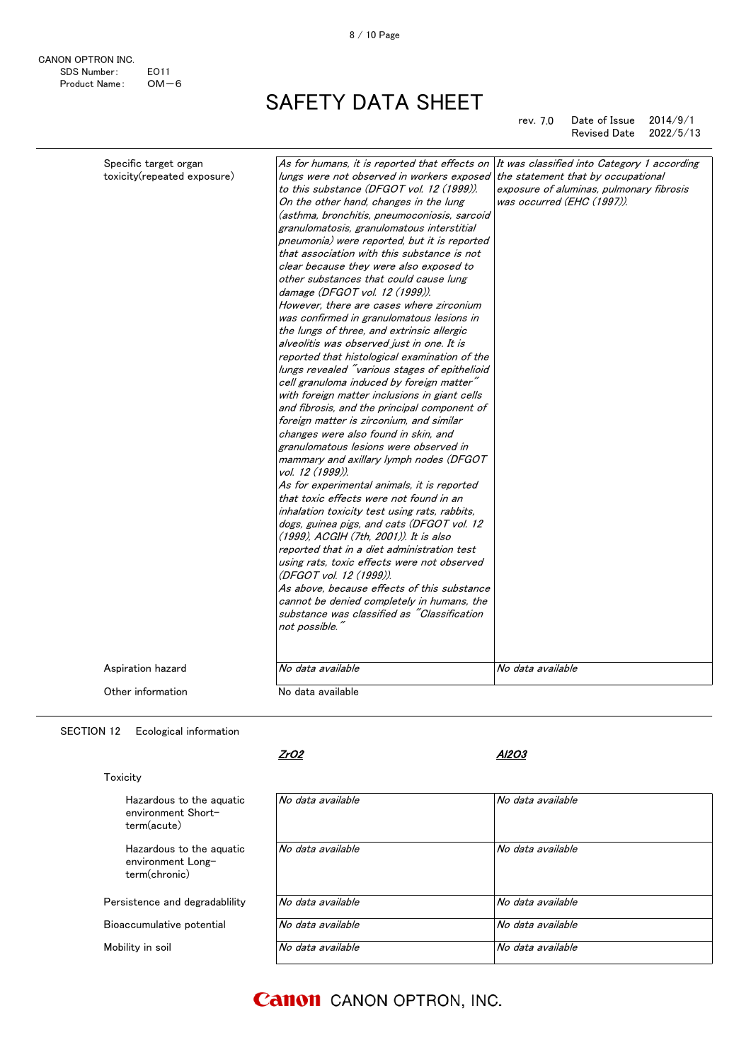CANON OPTRON INC.
SDS Number: E011
Product Name: OM−6

# SAFETY DATA SHEET

rev. 7.0 Date of Issue 2014/9/1
Revised Date 2022/5/13

| | | |
|---|---|---|
| Specific target organ toxicity(repeated exposure) | *As for humans, it is reported that effects on lungs were not observed in workers exposed to this substance (DFGOT vol. 12 (1999)). On the other hand, changes in the lung (asthma, bronchitis, pneumoconiosis, sarcoid granulomatosis, granulomatous interstitial pneumonia) were reported, but it is reported that association with this substance is not clear because they were also exposed to other substances that could cause lung damage (DFGOT vol. 12 (1999)). However, there are cases where zirconium was confirmed in granulomatous lesions in the lungs of three, and extrinsic allergic alveolitis was observed just in one. It is reported that histological examination of the lungs revealed "various stages of epithelioid cell granuloma induced by foreign matter" with foreign matter inclusions in giant cells and fibrosis, and the principal component of foreign matter is zirconium, and similar changes were also found in skin, and granulomatous lesions were observed in mammary and axillary lymph nodes (DFGOT vol. 12 (1999)). As for experimental animals, it is reported that toxic effects were not found in an inhalation toxicity test using rats, rabbits, dogs, guinea pigs, and cats (DFGOT vol. 12 (1999), ACGIH (7th, 2001)). It is also reported that in a diet administration test using rats, toxic effects were not observed (DFGOT vol. 12 (1999)). As above, because effects of this substance cannot be denied completely in humans, the substance was classified as "Classification not possible."* | *It was classified into Category 1 according the statement that by occupational exposure of aluminas, pulmonary fibrosis was occurred (EHC (1997)).* |
| Aspiration hazard | *No data available* | *No data available* |

Other information: No data available

## SECTION 12 Ecological information

| | *ZrO2* | *Al2O3* |
|---|---|---|
| **Toxicity** | | |
| Hazardous to the aquatic environment Short-term(acute) | *No data available* | *No data available* |
| Hazardous to the aquatic environment Long-term(chronic) | *No data available* | *No data available* |
| Persistence and degradablility | *No data available* | *No data available* |
| Bioaccumulative potential | *No data available* | *No data available* |
| Mobility in soil | *No data available* | *No data available* |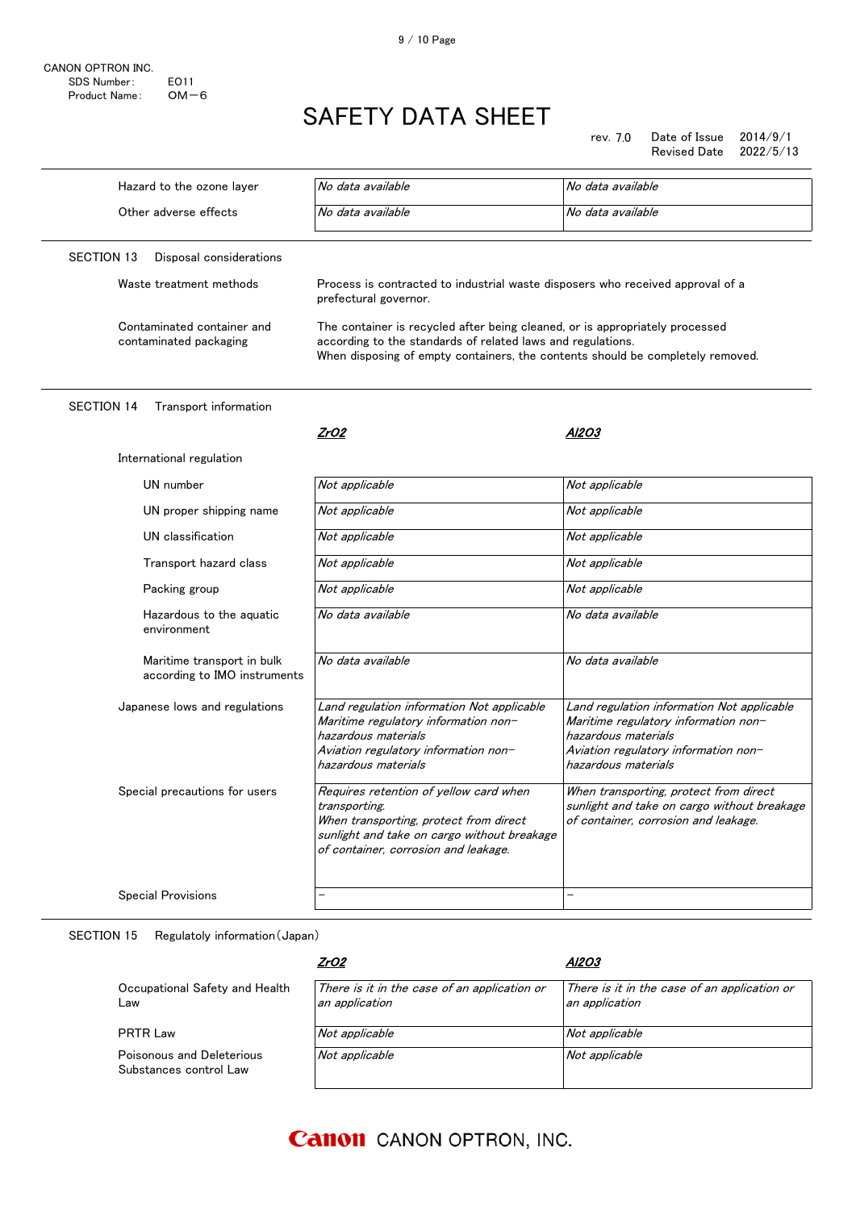CANON OPTRON INC.
SDS Number: E011
Product Name: OM−6

# SAFETY DATA SHEET

rev. 7.0 Date of Issue 2014/9/1
Revised Date 2022/5/13

| | | |
|---|---|---|
| Hazard to the ozone layer | *No data available* | *No data available* |
| Other adverse effects | *No data available* | *No data available* |

## SECTION 13 Disposal considerations

| | |
|---|---|
| Waste treatment methods | Process is contracted to industrial waste disposers who received approval of a prefectural governor. |
| Contaminated container and contaminated packaging | The container is recycled after being cleaned, or is appropriately processed according to the standards of related laws and regulations.<br>When disposing of empty containers, the contents should be completely removed. |

## SECTION 14 Transport information

| | ***ZrO2*** | ***Al2O3*** |
|---|---|---|
| International regulation | | |
| UN number | *Not applicable* | *Not applicable* |
| UN proper shipping name | *Not applicable* | *Not applicable* |
| UN classification | *Not applicable* | *Not applicable* |
| Transport hazard class | *Not applicable* | *Not applicable* |
| Packing group | *Not applicable* | *Not applicable* |
| Hazardous to the aquatic environment | *No data available* | *No data available* |
| Maritime transport in bulk according to IMO instruments | *No data available* | *No data available* |
| Japanese lows and regulations | *Land regulation information Not applicable<br>Maritime regulatory information non−hazardous materials<br>Aviation regulatory information non−hazardous materials* | *Land regulation information Not applicable<br>Maritime regulatory information non−hazardous materials<br>Aviation regulatory information non−hazardous materials* |
| Special precautions for users | *Requires retention of yellow card when transporting.<br>When transporting, protect from direct sunlight and take on cargo without breakage of container, corrosion and leakage.* | *When transporting, protect from direct sunlight and take on cargo without breakage of container, corrosion and leakage.* |
| Special Provisions | − | − |

## SECTION 15 Regulatoly information（Japan）

| | ***ZrO2*** | ***Al2O3*** |
|---|---|---|
| Occupational Safety and Health Law | *There is it in the case of an application or an application* | *There is it in the case of an application or an application* |
| PRTR Law | *Not applicable* | *Not applicable* |
| Poisonous and Deleterious Substances control Law | *Not applicable* | *Not applicable* |

Canon CANON OPTRON, INC.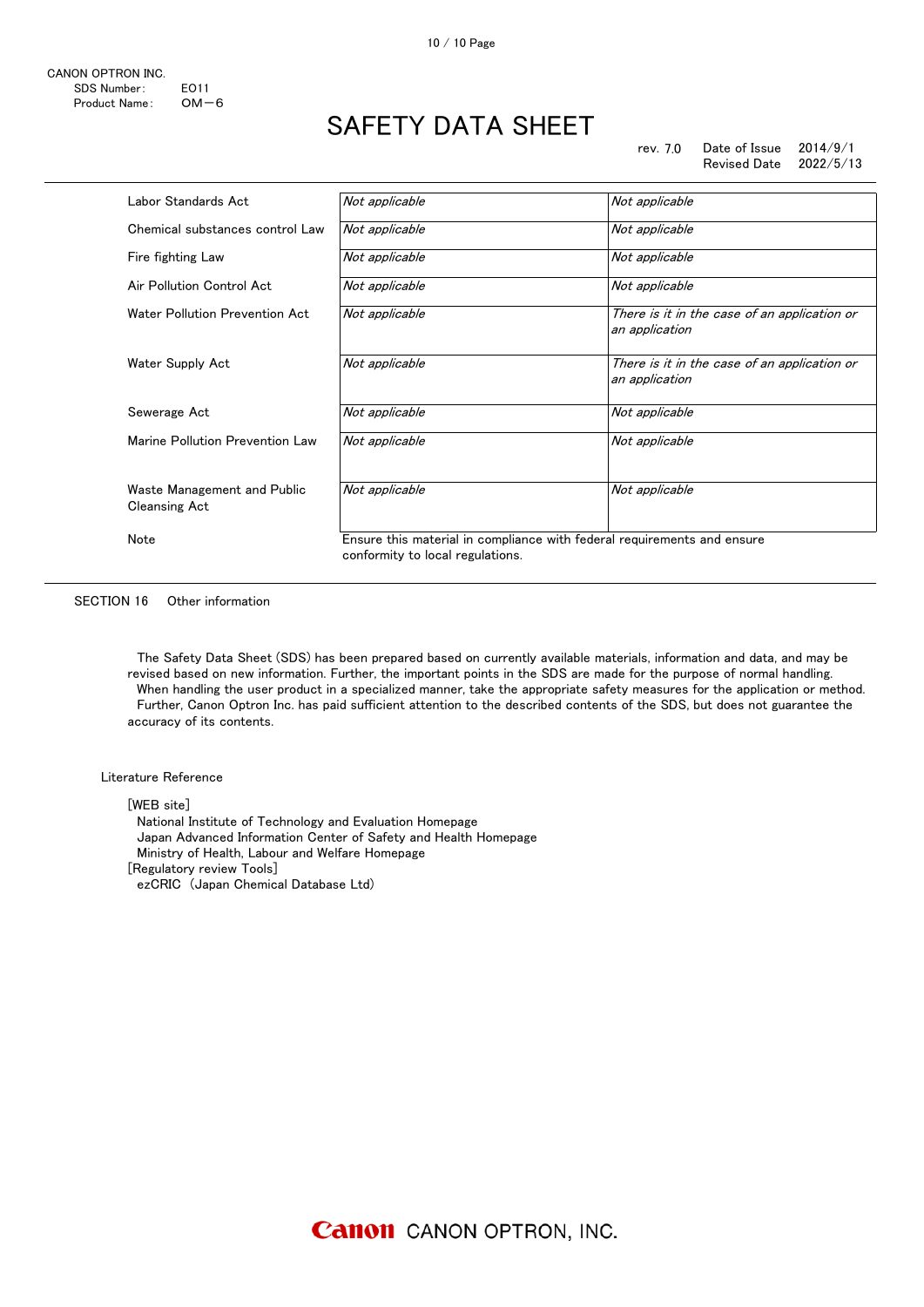CANON OPTRON INC.
SDS Number: E011
Product Name: OM−6

# SAFETY DATA SHEET

rev. 7.0 Date of Issue 2014/9/1
Revised Date 2022/5/13

| | | |
|---|---|---|
| Labor Standards Act | *Not applicable* | *Not applicable* |
| Chemical substances control Law | *Not applicable* | *Not applicable* |
| Fire fighting Law | *Not applicable* | *Not applicable* |
| Air Pollution Control Act | *Not applicable* | *Not applicable* |
| Water Pollution Prevention Act | *Not applicable* | *There is it in the case of an application or an application* |
| Water Supply Act | *Not applicable* | *There is it in the case of an application or an application* |
| Sewerage Act | *Not applicable* | *Not applicable* |
| Marine Pollution Prevention Law | *Not applicable* | *Not applicable* |
| Waste Management and Public Cleansing Act | *Not applicable* | *Not applicable* |
| Note | Ensure this material in compliance with federal requirements and ensure conformity to local regulations. | |

## SECTION 16 Other information

The Safety Data Sheet (SDS) has been prepared based on currently available materials, information and data, and may be revised based on new information. Further, the important points in the SDS are made for the purpose of normal handling.
When handling the user product in a specialized manner, take the appropriate safety measures for the application or method.
Further, Canon Optron Inc. has paid sufficient attention to the described contents of the SDS, but does not guarantee the accuracy of its contents.

Literature Reference

[WEB site]
National Institute of Technology and Evaluation Homepage
Japan Advanced Information Center of Safety and Health Homepage
Ministry of Health, Labour and Welfare Homepage
[Regulatory review Tools]
ezCRIC（Japan Chemical Database Ltd）

Canon CANON OPTRON, INC.